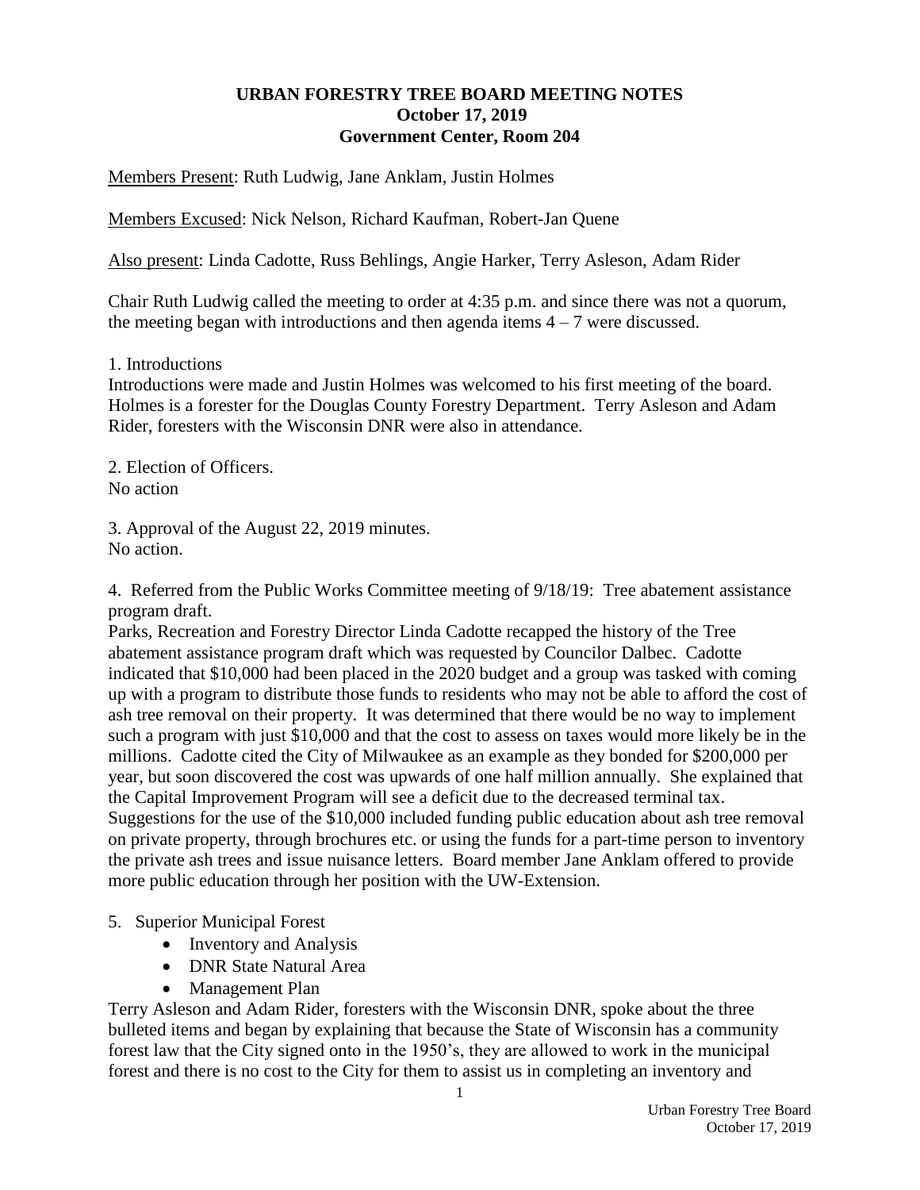**URBAN FORESTRY TREE BOARD MEETING NOTES**
**October 17, 2019**
**Government Center, Room 204**

Members Present: Ruth Ludwig, Jane Anklam, Justin Holmes

Members Excused: Nick Nelson, Richard Kaufman, Robert-Jan Quene

Also present: Linda Cadotte, Russ Behlings, Angie Harker, Terry Asleson, Adam Rider

Chair Ruth Ludwig called the meeting to order at 4:35 p.m. and since there was not a quorum, the meeting began with introductions and then agenda items 4 – 7 were discussed.

1. Introductions

Introductions were made and Justin Holmes was welcomed to his first meeting of the board. Holmes is a forester for the Douglas County Forestry Department. Terry Asleson and Adam Rider, foresters with the Wisconsin DNR were also in attendance.

2. Election of Officers.

No action

3. Approval of the August 22, 2019 minutes.

No action.

4. Referred from the Public Works Committee meeting of 9/18/19: Tree abatement assistance program draft.

Parks, Recreation and Forestry Director Linda Cadotte recapped the history of the Tree abatement assistance program draft which was requested by Councilor Dalbec. Cadotte indicated that $10,000 had been placed in the 2020 budget and a group was tasked with coming up with a program to distribute those funds to residents who may not be able to afford the cost of ash tree removal on their property. It was determined that there would be no way to implement such a program with just $10,000 and that the cost to assess on taxes would more likely be in the millions. Cadotte cited the City of Milwaukee as an example as they bonded for $200,000 per year, but soon discovered the cost was upwards of one half million annually. She explained that the Capital Improvement Program will see a deficit due to the decreased terminal tax. Suggestions for the use of the $10,000 included funding public education about ash tree removal on private property, through brochures etc. or using the funds for a part-time person to inventory the private ash trees and issue nuisance letters. Board member Jane Anklam offered to provide more public education through her position with the UW-Extension.

5. Superior Municipal Forest
   - Inventory and Analysis
   - DNR State Natural Area
   - Management Plan

Terry Asleson and Adam Rider, foresters with the Wisconsin DNR, spoke about the three bulleted items and began by explaining that because the State of Wisconsin has a community forest law that the City signed onto in the 1950's, they are allowed to work in the municipal forest and there is no cost to the City for them to assist us in completing an inventory and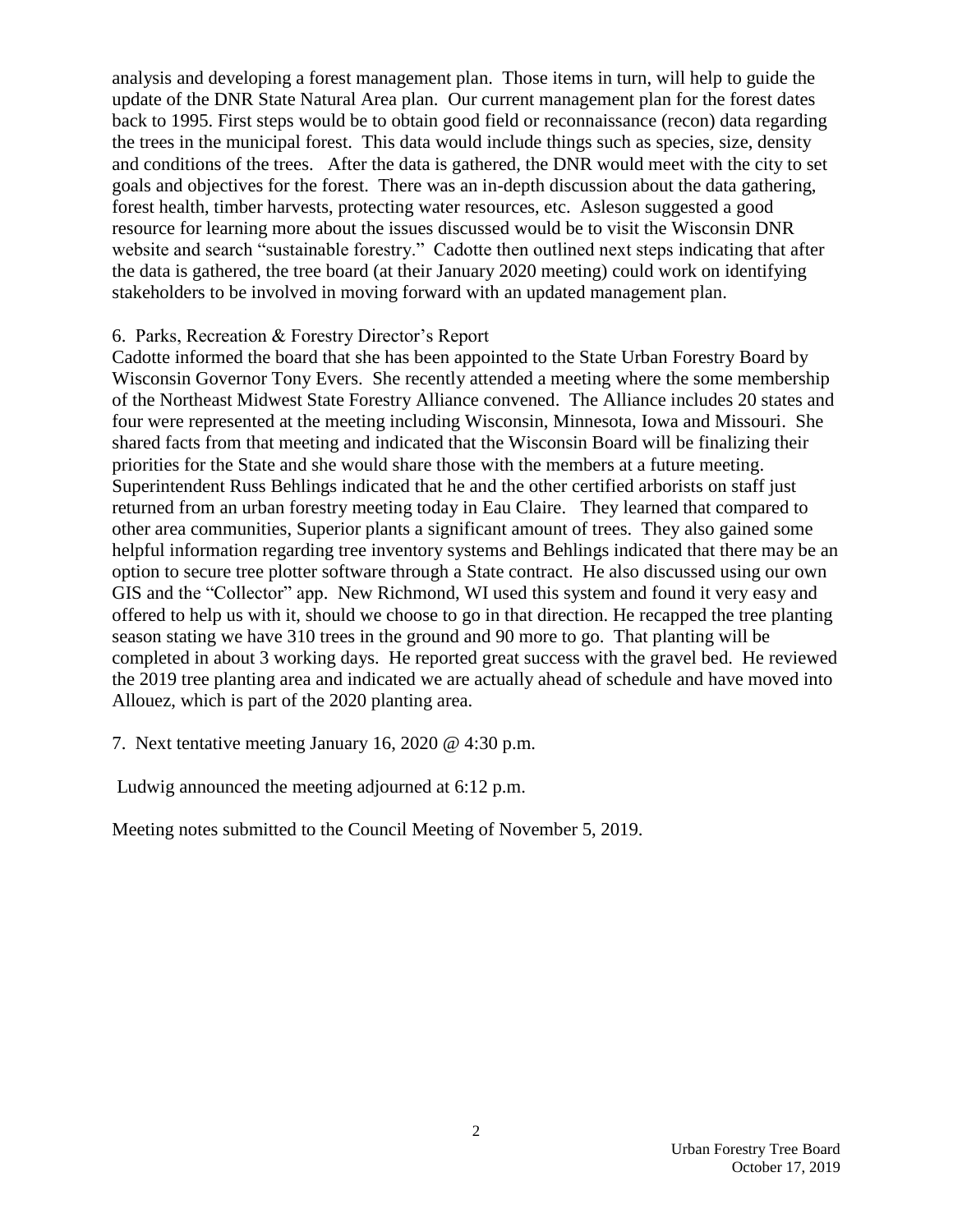analysis and developing a forest management plan. Those items in turn, will help to guide the update of the DNR State Natural Area plan. Our current management plan for the forest dates back to 1995. First steps would be to obtain good field or reconnaissance (recon) data regarding the trees in the municipal forest. This data would include things such as species, size, density and conditions of the trees. After the data is gathered, the DNR would meet with the city to set goals and objectives for the forest. There was an in-depth discussion about the data gathering, forest health, timber harvests, protecting water resources, etc. Asleson suggested a good resource for learning more about the issues discussed would be to visit the Wisconsin DNR website and search "sustainable forestry." Cadotte then outlined next steps indicating that after the data is gathered, the tree board (at their January 2020 meeting) could work on identifying stakeholders to be involved in moving forward with an updated management plan.

6. Parks, Recreation & Forestry Director's Report

Cadotte informed the board that she has been appointed to the State Urban Forestry Board by Wisconsin Governor Tony Evers. She recently attended a meeting where the some membership of the Northeast Midwest State Forestry Alliance convened. The Alliance includes 20 states and four were represented at the meeting including Wisconsin, Minnesota, Iowa and Missouri. She shared facts from that meeting and indicated that the Wisconsin Board will be finalizing their priorities for the State and she would share those with the members at a future meeting. Superintendent Russ Behlings indicated that he and the other certified arborists on staff just returned from an urban forestry meeting today in Eau Claire. They learned that compared to other area communities, Superior plants a significant amount of trees. They also gained some helpful information regarding tree inventory systems and Behlings indicated that there may be an option to secure tree plotter software through a State contract. He also discussed using our own GIS and the "Collector" app. New Richmond, WI used this system and found it very easy and offered to help us with it, should we choose to go in that direction. He recapped the tree planting season stating we have 310 trees in the ground and 90 more to go. That planting will be completed in about 3 working days. He reported great success with the gravel bed. He reviewed the 2019 tree planting area and indicated we are actually ahead of schedule and have moved into Allouez, which is part of the 2020 planting area.

7. Next tentative meeting January 16, 2020 @ 4:30 p.m.

Ludwig announced the meeting adjourned at 6:12 p.m.

Meeting notes submitted to the Council Meeting of November 5, 2019.